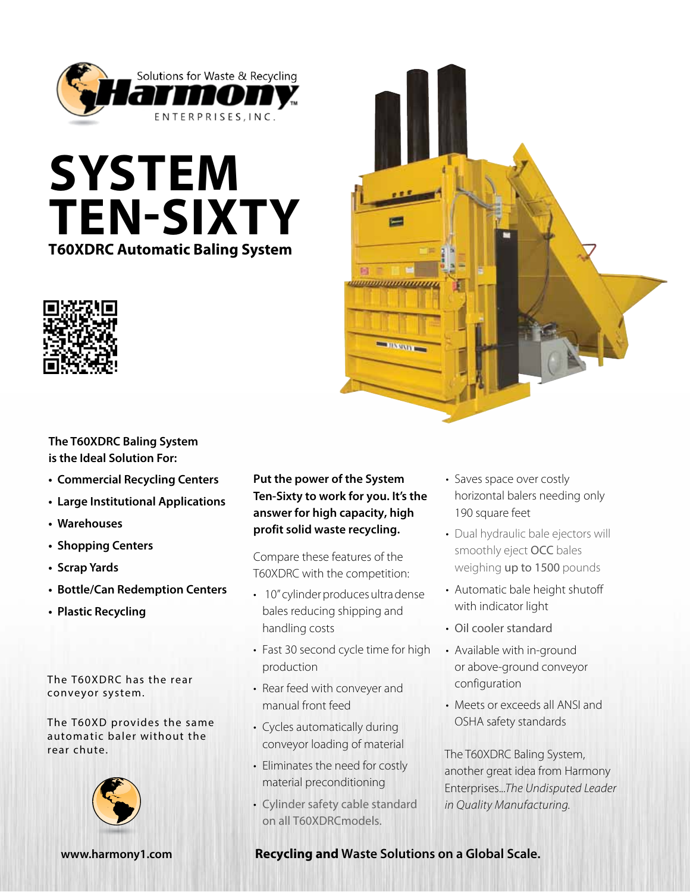Solutions for Waste & Recycling

Harmony

ENTERPRISES, INC.

# SYSTEM TEN-SIXTY

## T60XDRC Automatic Baling System

**The T60XDRC Baling System is the Ideal Solution For:**

- **Commercial Recycling Centers**
- **Large Institutional Applications**
- **Warehouses**
- **Shopping Centers**
- **Scrap Yards**
- **Bottle/Can Redemption Centers**
- **Plastic Recycling**

The T60XDRC has the rear conveyor system.

The T60XD provides the same automatic baler without the rear chute.

**Put the power of the System Ten-Sixty to work for you. It's the answer for high capacity, high profit solid waste recycling.**

Compare these features of the T60XDRC with the competition:

- 10" cylinder produces ultra dense bales reducing shipping and handling costs
- Fast 30 second cycle time for high production
- Rear feed with conveyer and manual front feed
- Cycles automatically during conveyor loading of material
- Eliminates the need for costly material preconditioning
- Cylinder safety cable standard on all T60XDRCmodels.
- Saves space over costly horizontal balers needing only 190 square feet
- Dual hydraulic bale ejectors will smoothly eject **OCC** bales weighing **up to 1500** pounds
- Automatic bale height shutoff with indicator light
- Oil cooler standard
- Available with in-ground or above-ground conveyor configuration
- Meets or exceeds all ANSI and OSHA safety standards

The T60XDRC Baling System, another great idea from Harmony Enterprises...*The Undisputed Leader in Quality Manufacturing.*

www.harmony1.com

**Recycling and Waste Solutions on a Global Scale.**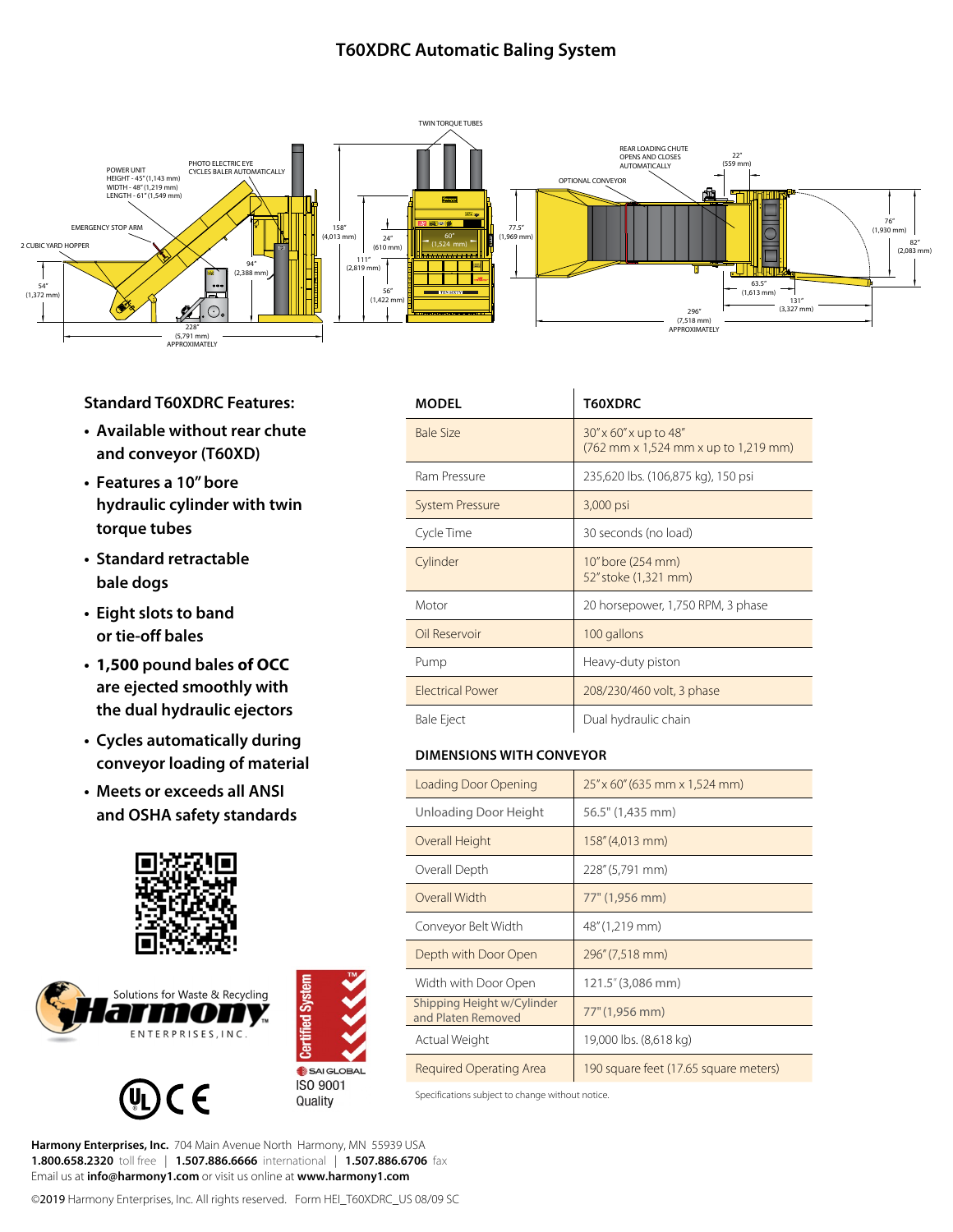# T60XDRC Automatic Baling System

TWIN TORQUE TUBES

POWER UNIT
HEIGHT - 45" (1,143 mm)
WIDTH - 48" (1,219 mm)
LENGTH - 61" (1,549 mm)

PHOTO ELECTRIC EYE
CYCLES BALER AUTOMATICALLY

EMERGENCY STOP ARM

2 CUBIC YARD HOPPER

54"
(1,372 mm)

94"
(2,388 mm)

228"
(5,791 mm)
APPROXIMATELY

158"
(4,013 mm)

111"
(2,819 mm)

24"
(610 mm)

60"
(1,524 mm)

56"
(1,422 mm)

77.5"
(1,969 mm)

OPTIONAL CONVEYOR

REAR LOADING CHUTE
OPENS AND CLOSES
AUTOMATICALLY

22"
(559 mm)

76"
(1,930 mm)

82"
(2,083 mm)

63.5"
(1,613 mm)

131"
(3,327 mm)

296"
(7,518 mm)
APPROXIMATELY

## Standard T60XDRC Features:

- **Available without rear chute and conveyor (T60XD)**
- **Features a 10" bore hydraulic cylinder with twin torque tubes**
- **Standard retractable bale dogs**
- **Eight slots to band or tie-off bales**
- **1,500 pound bales of OCC are ejected smoothly with the dual hydraulic ejectors**
- **Cycles automatically during conveyor loading of material**
- **Meets or exceeds all ANSI and OSHA safety standards**

Solutions for Waste & Recycling
Harmony ENTERPRISES, INC.

SAI GLOBAL
ISO 9001
Quality

| MODEL | T60XDRC |
|---|---|
| Bale Size | 30" x 60" x up to 48" (762 mm x 1,524 mm x up to 1,219 mm) |
| Ram Pressure | 235,620 lbs. (106,875 kg), 150 psi |
| System Pressure | 3,000 psi |
| Cycle Time | 30 seconds (no load) |
| Cylinder | 10" bore (254 mm) 52" stroke (1,321 mm) |
| Motor | 20 horsepower, 1,750 RPM, 3 phase |
| Oil Reservoir | 100 gallons |
| Pump | Heavy-duty piston |
| Electrical Power | 208/230/460 volt, 3 phase |
| Bale Eject | Dual hydraulic chain |

### DIMENSIONS WITH CONVEYOR

| | |
|---|---|
| Loading Door Opening | 25" x 60" (635 mm x 1,524 mm) |
| Unloading Door Height | 56.5" (1,435 mm) |
| Overall Height | 158" (4,013 mm) |
| Overall Depth | 228" (5,791 mm) |
| Overall Width | 77" (1,956 mm) |
| Conveyor Belt Width | 48" (1,219 mm) |
| Depth with Door Open | 296" (7,518 mm) |
| Width with Door Open | 121.5" (3,086 mm) |
| Shipping Height w/Cylinder and Platen Removed | 77" (1,956 mm) |
| Actual Weight | 19,000 lbs. (8,618 kg) |
| Required Operating Area | 190 square feet (17.65 square meters) |

Specifications subject to change without notice.

**Harmony Enterprises, Inc.** 704 Main Avenue North Harmony, MN 55939 USA
**1.800.658.2320** toll free | **1.507.886.6666** international | **1.507.886.6706** fax
Email us at **info@harmony1.com** or visit us online at **www.harmony1.com**

©2019 Harmony Enterprises, Inc. All rights reserved. Form HEI_T60XDRC_US 08/09 SC